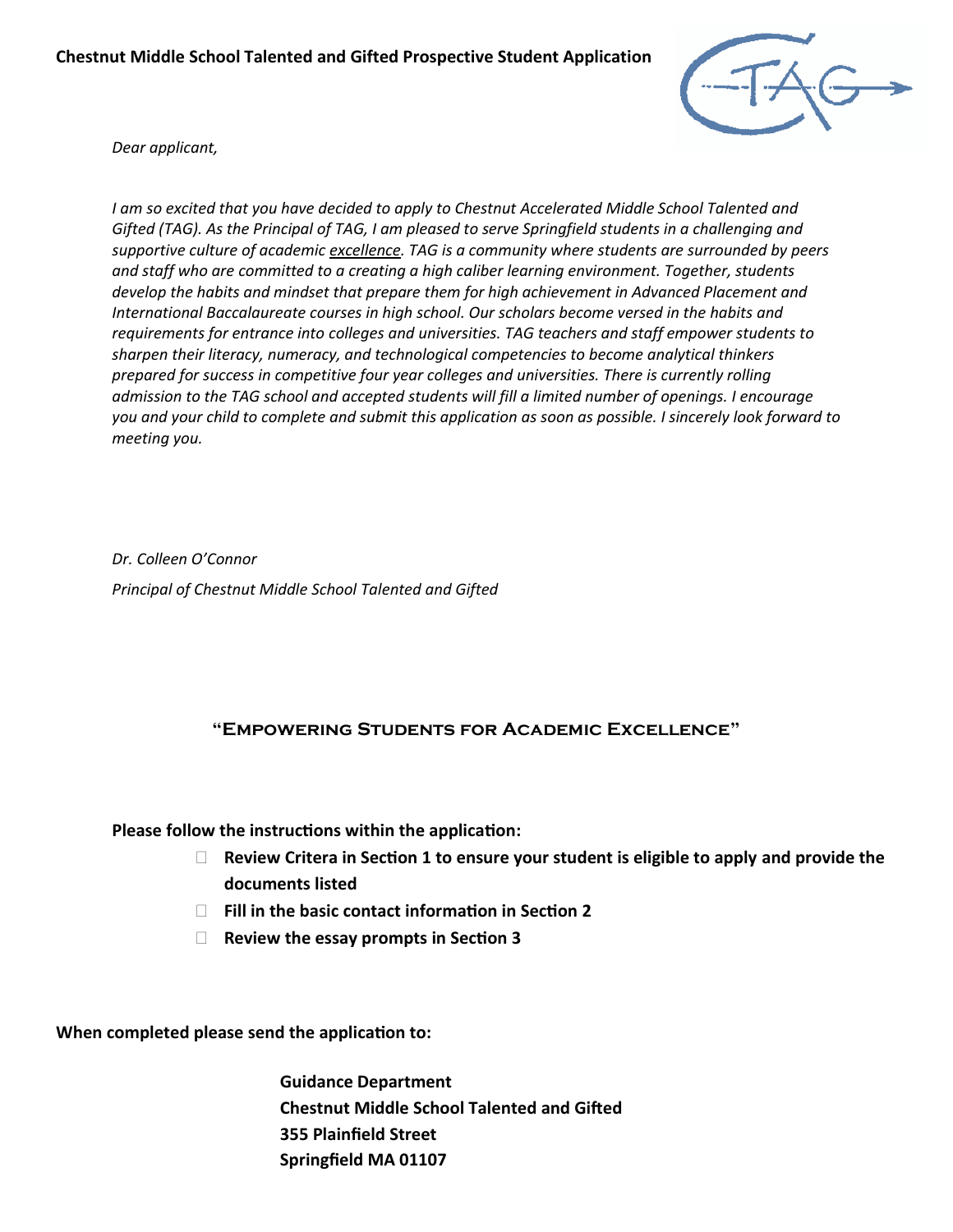**Chestnut Middle School Talented and Gifted Prospective Student Application**

*Dear applicant,*

*I am so excited that you have decided to apply to Chestnut Accelerated Middle School Talented and Gifted (TAG). As the Principal of TAG, I am pleased to serve Springfield students in a challenging and supportive culture of academic excellence. TAG is a community where students are surrounded by peers and staff who are committed to a creating a high caliber learning environment. Together, students develop the habits and mindset that prepare them for high achievement in Advanced Placement and International Baccalaureate courses in high school. Our scholars become versed in the habits and requirements for entrance into colleges and universities. TAG teachers and staff empower students to sharpen their literacy, numeracy, and technological competencies to become analytical thinkers prepared for success in competitive four year colleges and universities. There is currently rolling admission to the TAG school and accepted students will fill a limited number of openings. I encourage you and your child to complete and submit this application as soon as possible. I sincerely look forward to meeting you.*

*Dr. Colleen O'Connor*

*Principal of Chestnut Middle School Talented and Gifted*

**"EMPOWERING STUDENTS FOR ACADEMIC EXCELLENCE"**

**Please follow the instructions within the application:**

- **Review Critera in Section 1 to ensure your student is eligible to apply and provide the documents listed**
- **Fill in the basic contact information in Section 2**
- **Review the essay prompts in Section 3**

**When completed please send the application to:**

**Guidance Department**
**Chestnut Middle School Talented and Gifted**
**355 Plainfield Street**
**Springfield MA 01107**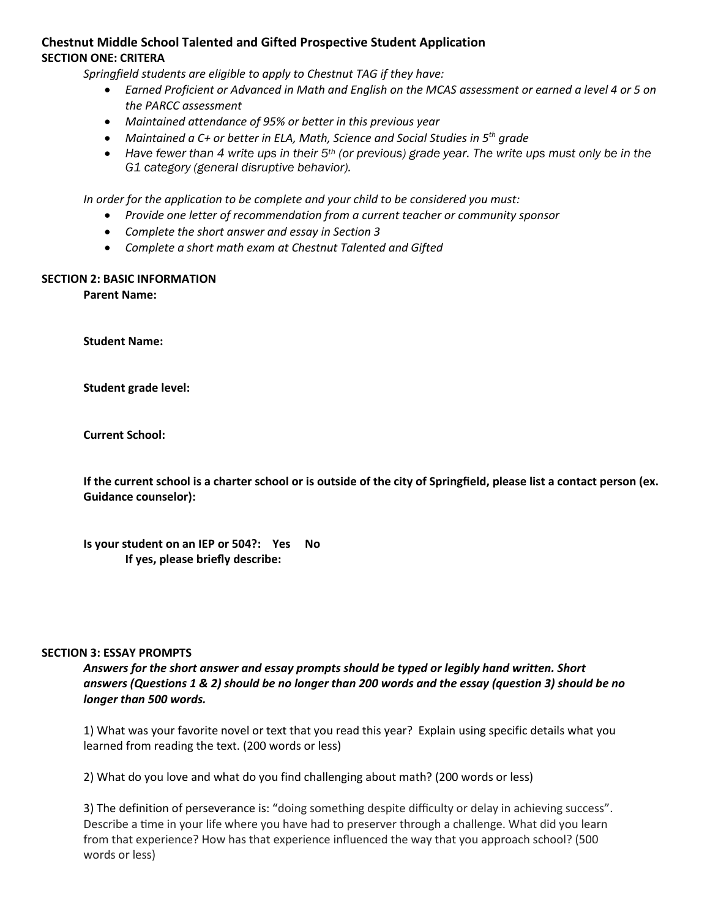## Chestnut Middle School Talented and Gifted Prospective Student Application

### SECTION ONE: CRITERA

*Springfield students are eligible to apply to Chestnut TAG if they have:*

- *Earned Proficient or Advanced in Math and English on the MCAS assessment or earned a level 4 or 5 on the PARCC assessment*
- *Maintained attendance of 95% or better in this previous year*
- *Maintained a C+ or better in ELA, Math, Science and Social Studies in 5th grade*
- *Have fewer than 4 write ups in their 5th (or previous) grade year. The write ups must only be in the G1 category (general disruptive behavior).*

*In order for the application to be complete and your child to be considered you must:*

- *Provide one letter of recommendation from a current teacher or community sponsor*
- *Complete the short answer and essay in Section 3*
- *Complete a short math exam at Chestnut Talented and Gifted*

### SECTION 2: BASIC INFORMATION

**Parent Name:**

**Student Name:**

**Student grade level:**

**Current School:**

**If the current school is a charter school or is outside of the city of Springfield, please list a contact person (ex. Guidance counselor):**

**Is your student on an IEP or 504?: Yes No**

**If yes, please briefly describe:**

### SECTION 3: ESSAY PROMPTS

***Answers for the short answer and essay prompts should be typed or legibly hand written. Short answers (Questions 1 & 2) should be no longer than 200 words and the essay (question 3) should be no longer than 500 words.***

1) What was your favorite novel or text that you read this year? Explain using specific details what you learned from reading the text. (200 words or less)

2) What do you love and what do you find challenging about math? (200 words or less)

3) The definition of perseverance is: "doing something despite difficulty or delay in achieving success". Describe a time in your life where you have had to preserver through a challenge. What did you learn from that experience? How has that experience influenced the way that you approach school? (500 words or less)